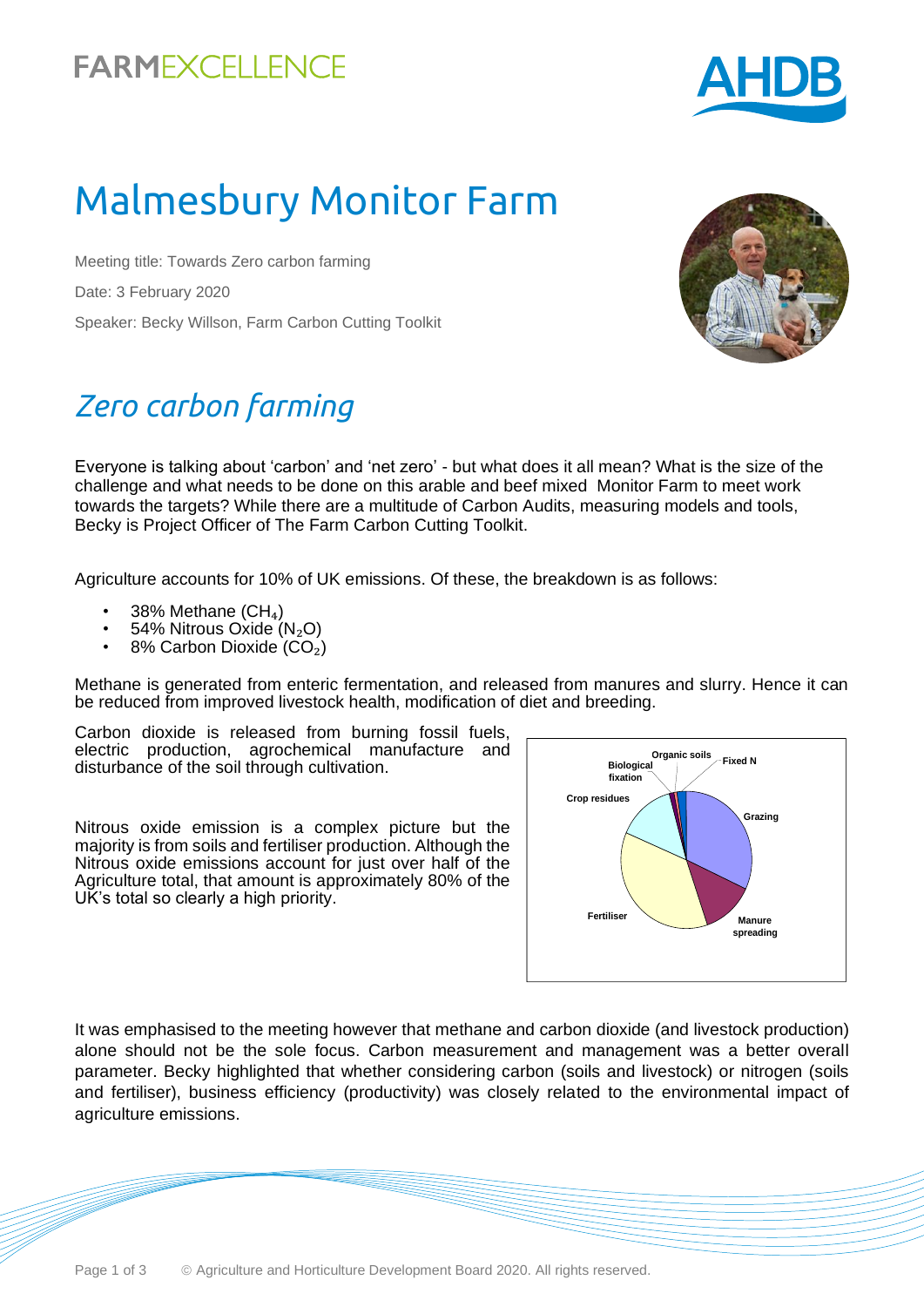FARMEXCELLENCE

# Malmesbury Monitor Farm

Meeting title: Towards Zero carbon farming

Date: 3 February 2020

Speaker: Becky Willson, Farm Carbon Cutting Toolkit

## *Zero carbon farming*

Everyone is talking about 'carbon' and 'net zero' - but what does it all mean? What is the size of the challenge and what needs to be done on this arable and beef mixed Monitor Farm to meet work towards the targets? While there are a multitude of Carbon Audits, measuring models and tools, Becky is Project Officer of The Farm Carbon Cutting Toolkit.

Agriculture accounts for 10% of UK emissions. Of these, the breakdown is as follows:

- 38% Methane ($CH_4$)
- 54% Nitrous Oxide ($N_2O$)
- 8% Carbon Dioxide ($CO_2$)

Methane is generated from enteric fermentation, and released from manures and slurry. Hence it can be reduced from improved livestock health, modification of diet and breeding.

Carbon dioxide is released from burning fossil fuels, electric production, agrochemical manufacture and disturbance of the soil through cultivation.

Nitrous oxide emission is a complex picture but the majority is from soils and fertiliser production. Although the Nitrous oxide emissions account for just over half of the Agriculture total, that amount is approximately 80% of the UK's total so clearly a high priority.

Organic soils, Fixed N, Biological fixation, Crop residues, Grazing, Fertiliser, Manure spreading

It was emphasised to the meeting however that methane and carbon dioxide (and livestock production) alone should not be the sole focus. Carbon measurement and management was a better overall parameter. Becky highlighted that whether considering carbon (soils and livestock) or nitrogen (soils and fertiliser), business efficiency (productivity) was closely related to the environmental impact of agriculture emissions.

© Agriculture and Horticulture Development Board 2020. All rights reserved.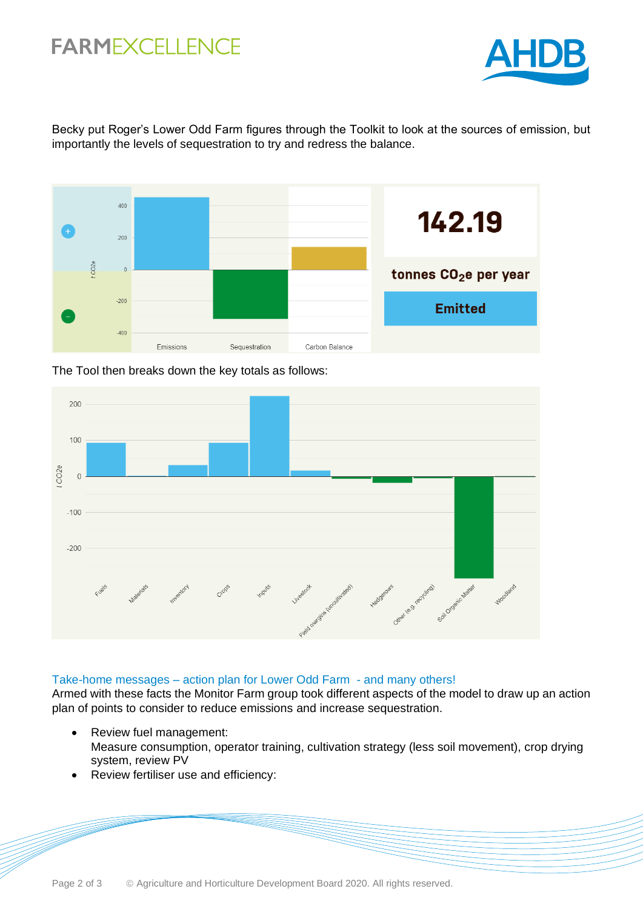Becky put Roger's Lower Odd Farm figures through the Toolkit to look at the sources of emission, but importantly the levels of sequestration to try and redress the balance.

142.19

tonnes $CO_2e$ per year

Emitted

The Tool then breaks down the key totals as follows:

### Take-home messages – action plan for Lower Odd Farm - and many others!

Armed with these facts the Monitor Farm group took different aspects of the model to draw up an action plan of points to consider to reduce emissions and increase sequestration.

- Review fuel management:
  Measure consumption, operator training, cultivation strategy (less soil movement), crop drying system, review PV
- Review fertiliser use and efficiency: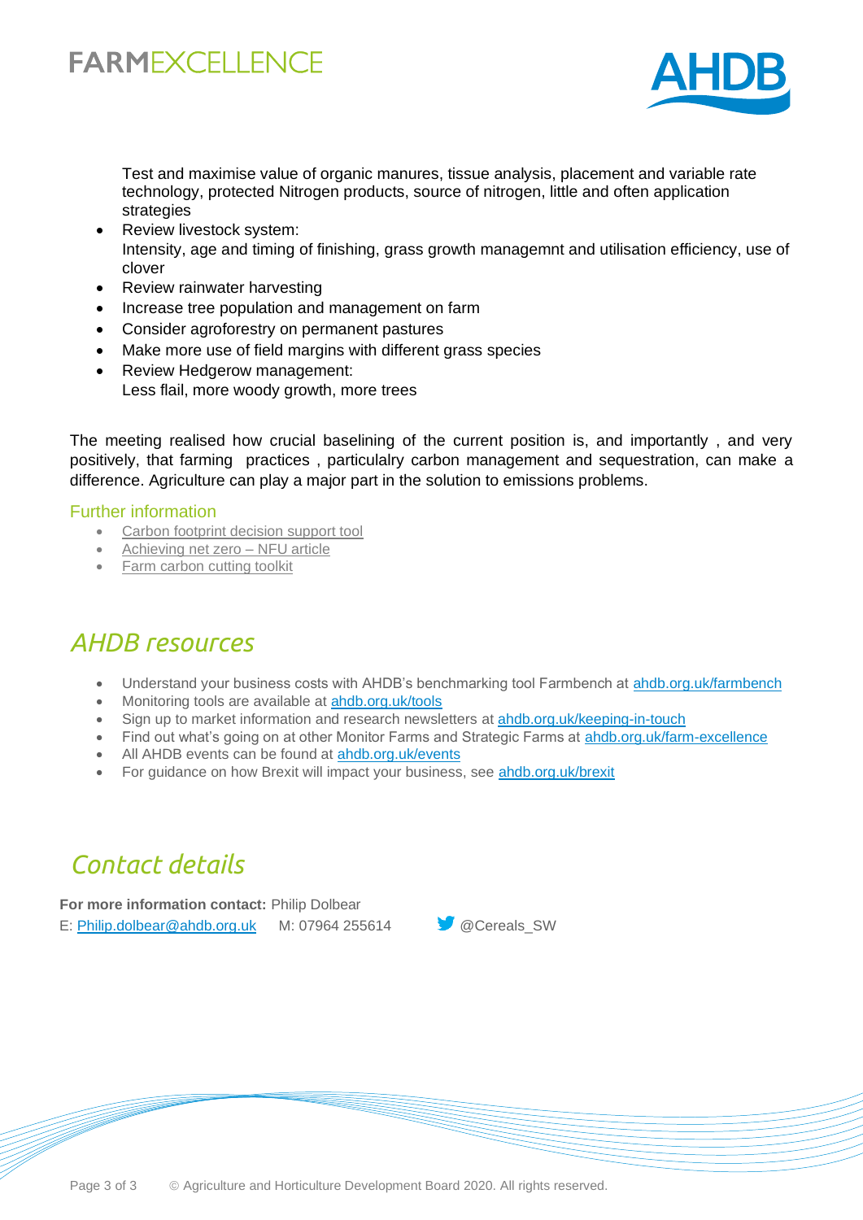Test and maximise value of organic manures, tissue analysis, placement and variable rate technology, protected Nitrogen products, source of nitrogen, little and often application strategies

- Review livestock system:
  Intensity, age and timing of finishing, grass growth managemnt and utilisation efficiency, use of clover
- Review rainwater harvesting
- Increase tree population and management on farm
- Consider agroforestry on permanent pastures
- Make more use of field margins with different grass species
- Review Hedgerow management:
  Less flail, more woody growth, more trees

The meeting realised how crucial baselining of the current position is, and importantly , and very positively, that farming practices , particularly carbon management and sequestration, can make a difference. Agriculture can play a major part in the solution to emissions problems.

### Further information

- Carbon footprint decision support tool
- Achieving net zero – NFU article
- Farm carbon cutting toolkit

## *AHDB resources*

- Understand your business costs with AHDB's benchmarking tool Farmbench at ahdb.org.uk/farmbench
- Monitoring tools are available at ahdb.org.uk/tools
- Sign up to market information and research newsletters at ahdb.org.uk/keeping-in-touch
- Find out what's going on at other Monitor Farms and Strategic Farms at ahdb.org.uk/farm-excellence
- All AHDB events can be found at ahdb.org.uk/events
- For guidance on how Brexit will impact your business, see ahdb.org.uk/brexit

## *Contact details*

**For more information contact:** Philip Dolbear
E: Philip.dolbear@ahdb.org.uk   M: 07964 255614   @Cereals_SW

© Agriculture and Horticulture Development Board 2020. All rights reserved.